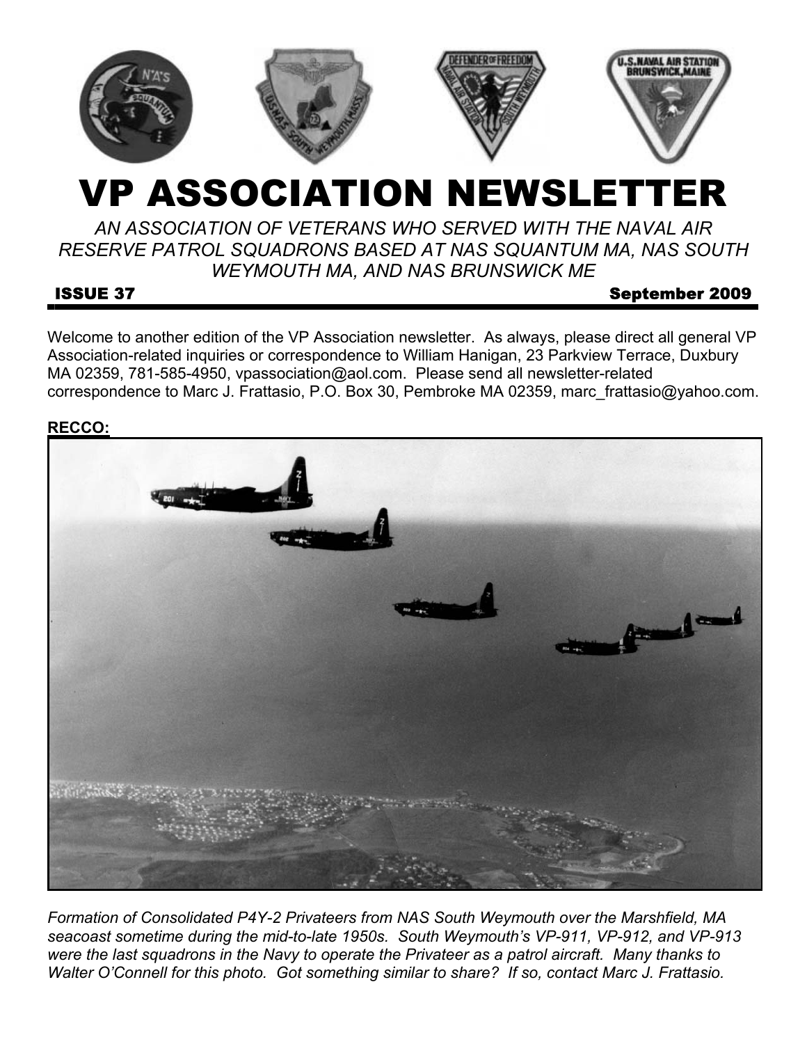# VP ASSOCIATION NEWSLETTER

*AN ASSOCIATION OF VETERANS WHO SERVED WITH THE NAVAL AIR RESERVE PATROL SQUADRONS BASED AT NAS SQUANTUM MA, NAS SOUTH WEYMOUTH MA, AND NAS BRUNSWICK ME*

**ISSUE 37** **September 2009**

Welcome to another edition of the VP Association newsletter. As always, please direct all general VP Association-related inquiries or correspondence to William Hanigan, 23 Parkview Terrace, Duxbury MA 02359, 781-585-4950, vpassociation@aol.com. Please send all newsletter-related correspondence to Marc J. Frattasio, P.O. Box 30, Pembroke MA 02359, marc_frattasio@yahoo.com.

**RECCO:**

*Formation of Consolidated P4Y-2 Privateers from NAS South Weymouth over the Marshfield, MA seacoast sometime during the mid-to-late 1950s. South Weymouth's VP-911, VP-912, and VP-913 were the last squadrons in the Navy to operate the Privateer as a patrol aircraft. Many thanks to Walter O'Connell for this photo. Got something similar to share? If so, contact Marc J. Frattasio.*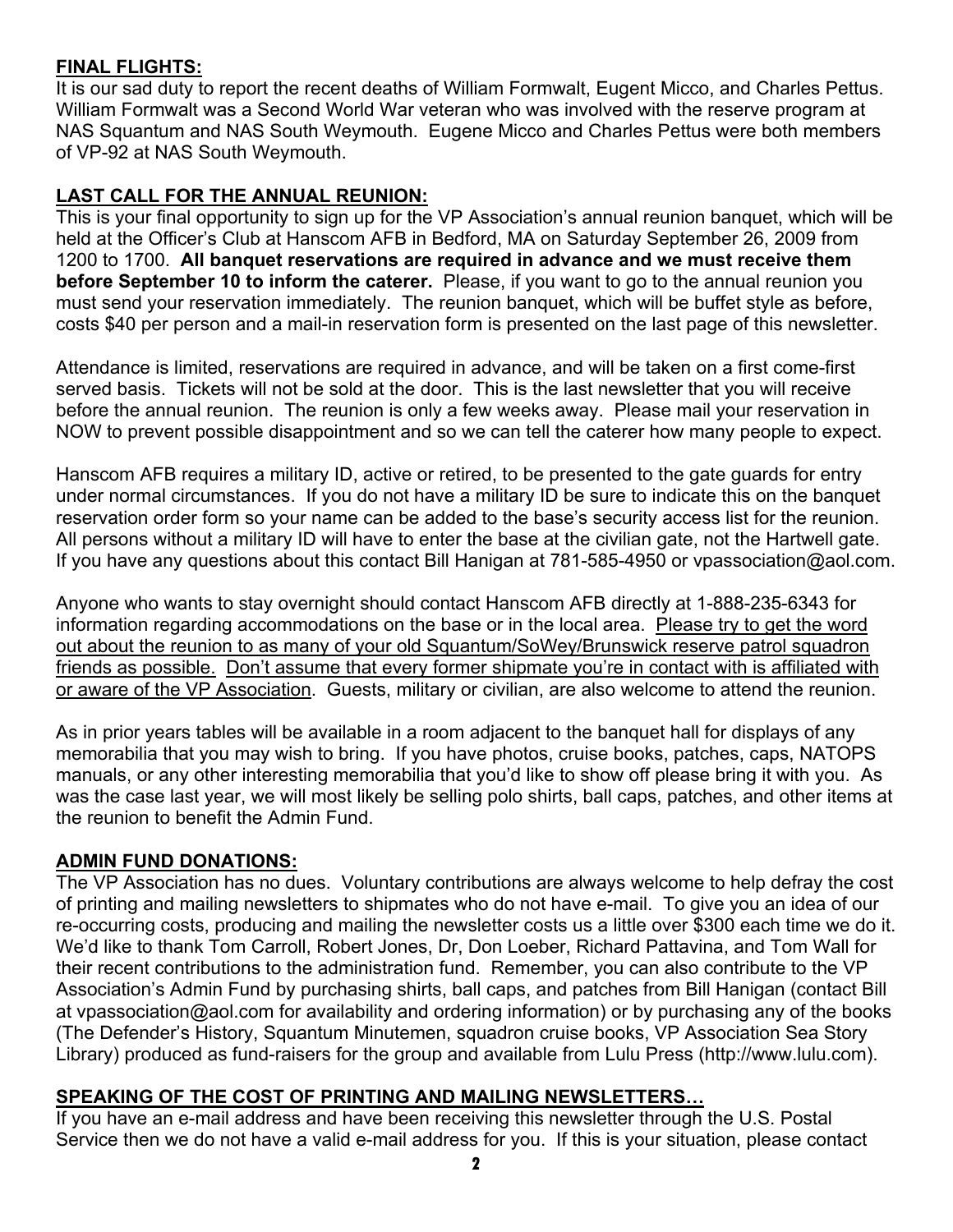## FINAL FLIGHTS:

It is our sad duty to report the recent deaths of William Formwalt, Eugent Micco, and Charles Pettus. William Formwalt was a Second World War veteran who was involved with the reserve program at NAS Squantum and NAS South Weymouth. Eugene Micco and Charles Pettus were both members of VP-92 at NAS South Weymouth.

## LAST CALL FOR THE ANNUAL REUNION:

This is your final opportunity to sign up for the VP Association's annual reunion banquet, which will be held at the Officer's Club at Hanscom AFB in Bedford, MA on Saturday September 26, 2009 from 1200 to 1700. **All banquet reservations are required in advance and we must receive them before September 10 to inform the caterer.** Please, if you want to go to the annual reunion you must send your reservation immediately. The reunion banquet, which will be buffet style as before, costs $40 per person and a mail-in reservation form is presented on the last page of this newsletter.

Attendance is limited, reservations are required in advance, and will be taken on a first come-first served basis. Tickets will not be sold at the door. This is the last newsletter that you will receive before the annual reunion. The reunion is only a few weeks away. Please mail your reservation in NOW to prevent possible disappointment and so we can tell the caterer how many people to expect.

Hanscom AFB requires a military ID, active or retired, to be presented to the gate guards for entry under normal circumstances. If you do not have a military ID be sure to indicate this on the banquet reservation order form so your name can be added to the base's security access list for the reunion. All persons without a military ID will have to enter the base at the civilian gate, not the Hartwell gate. If you have any questions about this contact Bill Hanigan at 781-585-4950 or vpassociation@aol.com.

Anyone who wants to stay overnight should contact Hanscom AFB directly at 1-888-235-6343 for information regarding accommodations on the base or in the local area. Please try to get the word out about the reunion to as many of your old Squantum/SoWey/Brunswick reserve patrol squadron friends as possible. Don't assume that every former shipmate you're in contact with is affiliated with or aware of the VP Association. Guests, military or civilian, are also welcome to attend the reunion.

As in prior years tables will be available in a room adjacent to the banquet hall for displays of any memorabilia that you may wish to bring. If you have photos, cruise books, patches, caps, NATOPS manuals, or any other interesting memorabilia that you'd like to show off please bring it with you. As was the case last year, we will most likely be selling polo shirts, ball caps, patches, and other items at the reunion to benefit the Admin Fund.

## ADMIN FUND DONATIONS:

The VP Association has no dues. Voluntary contributions are always welcome to help defray the cost of printing and mailing newsletters to shipmates who do not have e-mail. To give you an idea of our re-occurring costs, producing and mailing the newsletter costs us a little over $300 each time we do it. We'd like to thank Tom Carroll, Robert Jones, Dr, Don Loeber, Richard Pattavina, and Tom Wall for their recent contributions to the administration fund. Remember, you can also contribute to the VP Association's Admin Fund by purchasing shirts, ball caps, and patches from Bill Hanigan (contact Bill at vpassociation@aol.com for availability and ordering information) or by purchasing any of the books (The Defender's History, Squantum Minutemen, squadron cruise books, VP Association Sea Story Library) produced as fund-raisers for the group and available from Lulu Press (http://www.lulu.com).

## SPEAKING OF THE COST OF PRINTING AND MAILING NEWSLETTERS…

If you have an e-mail address and have been receiving this newsletter through the U.S. Postal Service then we do not have a valid e-mail address for you. If this is your situation, please contact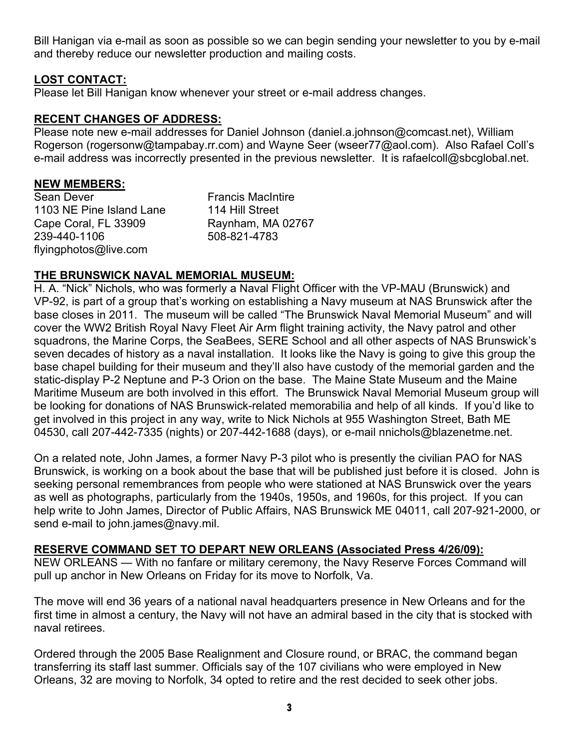Bill Hanigan via e-mail as soon as possible so we can begin sending your newsletter to you by e-mail and thereby reduce our newsletter production and mailing costs.

**LOST CONTACT:**

Please let Bill Hanigan know whenever your street or e-mail address changes.

**RECENT CHANGES OF ADDRESS:**

Please note new e-mail addresses for Daniel Johnson (daniel.a.johnson@comcast.net), William Rogerson (rogersonw@tampabay.rr.com) and Wayne Seer (wseer77@aol.com). Also Rafael Coll's e-mail address was incorrectly presented in the previous newsletter. It is rafaelcoll@sbcglobal.net.

**NEW MEMBERS:**

Sean Dever
1103 NE Pine Island Lane
Cape Coral, FL 33909
239-440-1106
flyingphotos@live.com

Francis MacIntire
114 Hill Street
Raynham, MA 02767
508-821-4783

**THE BRUNSWICK NAVAL MEMORIAL MUSEUM:**

H. A. "Nick" Nichols, who was formerly a Naval Flight Officer with the VP-MAU (Brunswick) and VP-92, is part of a group that's working on establishing a Navy museum at NAS Brunswick after the base closes in 2011. The museum will be called "The Brunswick Naval Memorial Museum" and will cover the WW2 British Royal Navy Fleet Air Arm flight training activity, the Navy patrol and other squadrons, the Marine Corps, the SeaBees, SERE School and all other aspects of NAS Brunswick's seven decades of history as a naval installation. It looks like the Navy is going to give this group the base chapel building for their museum and they'll also have custody of the memorial garden and the static-display P-2 Neptune and P-3 Orion on the base. The Maine State Museum and the Maine Maritime Museum are both involved in this effort. The Brunswick Naval Memorial Museum group will be looking for donations of NAS Brunswick-related memorabilia and help of all kinds. If you'd like to get involved in this project in any way, write to Nick Nichols at 955 Washington Street, Bath ME 04530, call 207-442-7335 (nights) or 207-442-1688 (days), or e-mail nnichols@blazenetme.net.

On a related note, John James, a former Navy P-3 pilot who is presently the civilian PAO for NAS Brunswick, is working on a book about the base that will be published just before it is closed. John is seeking personal remembrances from people who were stationed at NAS Brunswick over the years as well as photographs, particularly from the 1940s, 1950s, and 1960s, for this project. If you can help write to John James, Director of Public Affairs, NAS Brunswick ME 04011, call 207-921-2000, or send e-mail to john.james@navy.mil.

**RESERVE COMMAND SET TO DEPART NEW ORLEANS (Associated Press 4/26/09):**

NEW ORLEANS — With no fanfare or military ceremony, the Navy Reserve Forces Command will pull up anchor in New Orleans on Friday for its move to Norfolk, Va.

The move will end 36 years of a national naval headquarters presence in New Orleans and for the first time in almost a century, the Navy will not have an admiral based in the city that is stocked with naval retirees.

Ordered through the 2005 Base Realignment and Closure round, or BRAC, the command began transferring its staff last summer. Officials say of the 107 civilians who were employed in New Orleans, 32 are moving to Norfolk, 34 opted to retire and the rest decided to seek other jobs.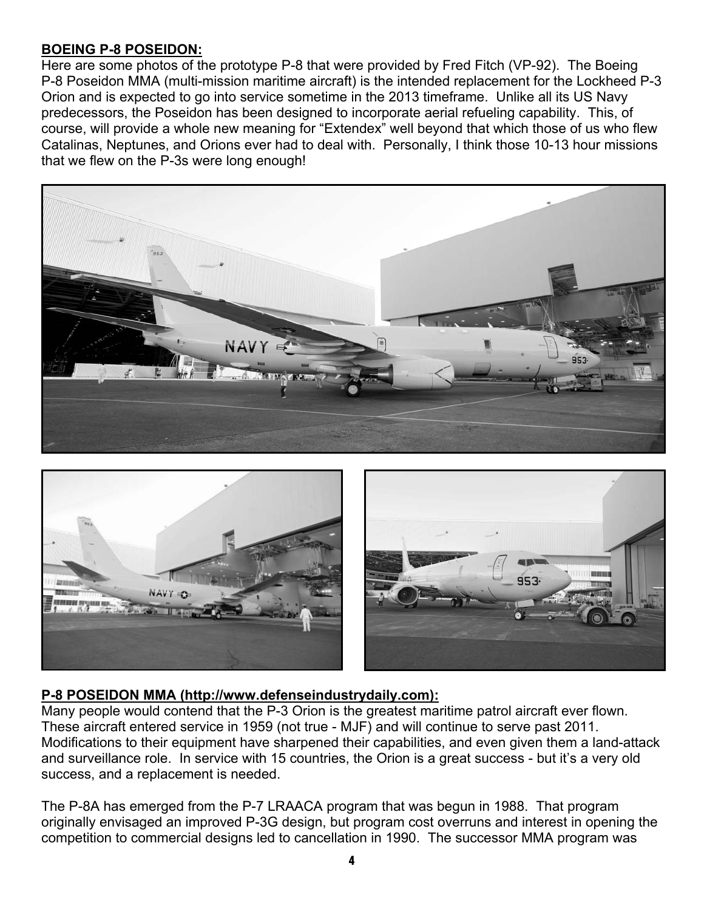**BOEING P-8 POSEIDON:**

Here are some photos of the prototype P-8 that were provided by Fred Fitch (VP-92). The Boeing P-8 Poseidon MMA (multi-mission maritime aircraft) is the intended replacement for the Lockheed P-3 Orion and is expected to go into service sometime in the 2013 timeframe. Unlike all its US Navy predecessors, the Poseidon has been designed to incorporate aerial refueling capability. This, of course, will provide a whole new meaning for "Extendex" well beyond that which those of us who flew Catalinas, Neptunes, and Orions ever had to deal with. Personally, I think those 10-13 hour missions that we flew on the P-3s were long enough!

**P-8 POSEIDON MMA (http://www.defenseindustrydaily.com):**

Many people would contend that the P-3 Orion is the greatest maritime patrol aircraft ever flown. These aircraft entered service in 1959 (not true - MJF) and will continue to serve past 2011. Modifications to their equipment have sharpened their capabilities, and even given them a land-attack and surveillance role. In service with 15 countries, the Orion is a great success - but it's a very old success, and a replacement is needed.

The P-8A has emerged from the P-7 LRAACA program that was begun in 1988. That program originally envisaged an improved P-3G design, but program cost overruns and interest in opening the competition to commercial designs led to cancellation in 1990. The successor MMA program was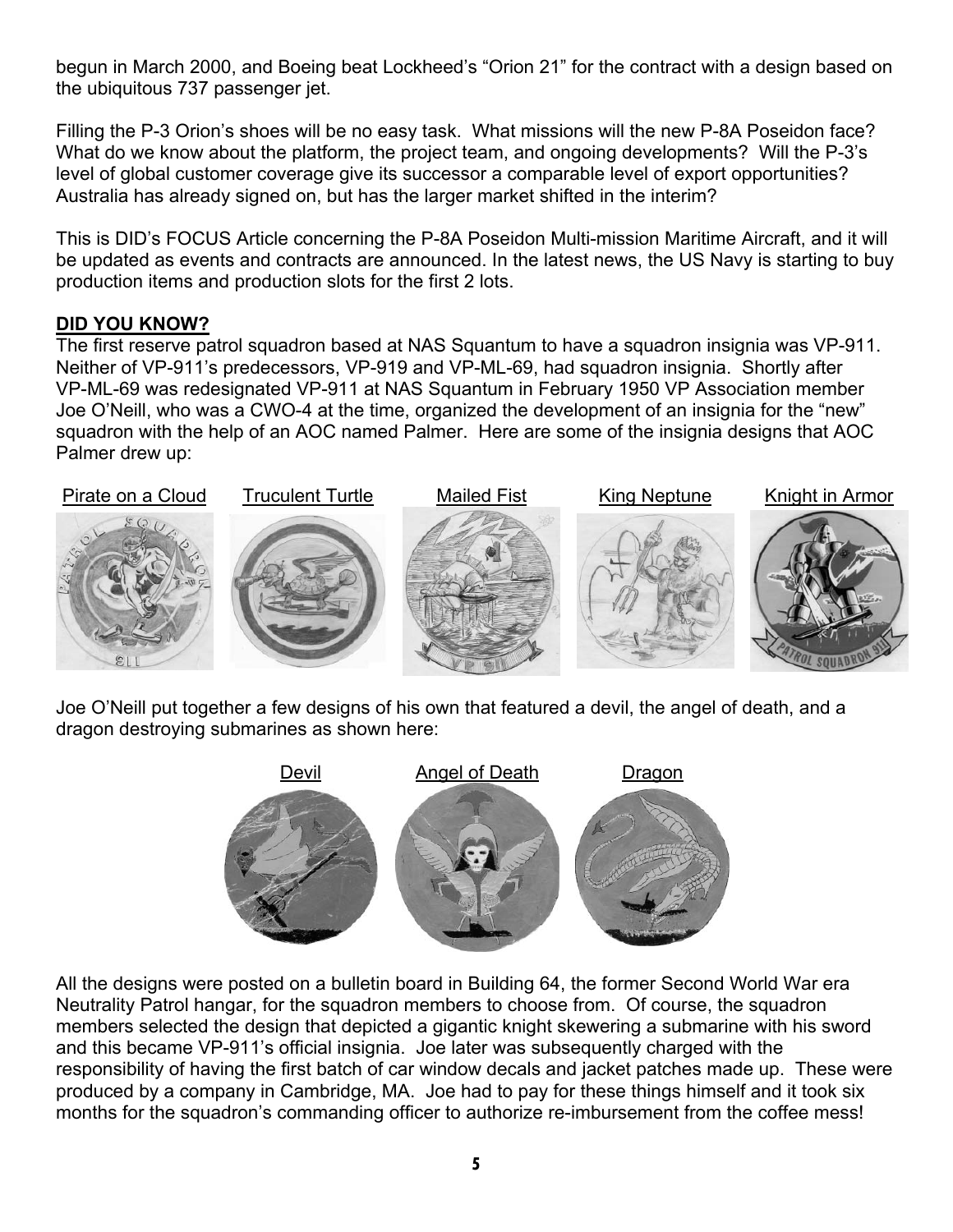begun in March 2000, and Boeing beat Lockheed's "Orion 21" for the contract with a design based on the ubiquitous 737 passenger jet.

Filling the P-3 Orion's shoes will be no easy task. What missions will the new P-8A Poseidon face? What do we know about the platform, the project team, and ongoing developments? Will the P-3's level of global customer coverage give its successor a comparable level of export opportunities? Australia has already signed on, but has the larger market shifted in the interim?

This is DID's FOCUS Article concerning the P-8A Poseidon Multi-mission Maritime Aircraft, and it will be updated as events and contracts are announced. In the latest news, the US Navy is starting to buy production items and production slots for the first 2 lots.

## DID YOU KNOW?

The first reserve patrol squadron based at NAS Squantum to have a squadron insignia was VP-911. Neither of VP-911's predecessors, VP-919 and VP-ML-69, had squadron insignia. Shortly after VP-ML-69 was redesignated VP-911 at NAS Squantum in February 1950 VP Association member Joe O'Neill, who was a CWO-4 at the time, organized the development of an insignia for the "new" squadron with the help of an AOC named Palmer. Here are some of the insignia designs that AOC Palmer drew up:

Pirate on a Cloud    Truculent Turtle    Mailed Fist    King Neptune    Knight in Armor

Joe O'Neill put together a few designs of his own that featured a devil, the angel of death, and a dragon destroying submarines as shown here:

Devil    Angel of Death    Dragon

All the designs were posted on a bulletin board in Building 64, the former Second World War era Neutrality Patrol hangar, for the squadron members to choose from. Of course, the squadron members selected the design that depicted a gigantic knight skewering a submarine with his sword and this became VP-911's official insignia. Joe later was subsequently charged with the responsibility of having the first batch of car window decals and jacket patches made up. These were produced by a company in Cambridge, MA. Joe had to pay for these things himself and it took six months for the squadron's commanding officer to authorize re-imbursement from the coffee mess!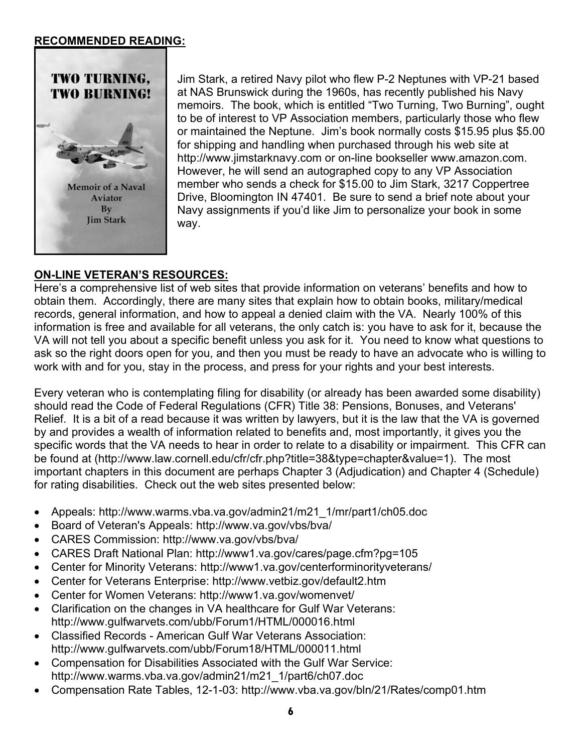**RECOMMENDED READING:**

Jim Stark, a retired Navy pilot who flew P-2 Neptunes with VP-21 based at NAS Brunswick during the 1960s, has recently published his Navy memoirs. The book, which is entitled "Two Turning, Two Burning", ought to be of interest to VP Association members, particularly those who flew or maintained the Neptune. Jim's book normally costs $15.95 plus $5.00 for shipping and handling when purchased through his web site at http://www.jimstarknavy.com or on-line bookseller www.amazon.com. However, he will send an autographed copy to any VP Association member who sends a check for $15.00 to Jim Stark, 3217 Coppertree Drive, Bloomington IN 47401. Be sure to send a brief note about your Navy assignments if you'd like Jim to personalize your book in some way.

**ON-LINE VETERAN'S RESOURCES:**

Here's a comprehensive list of web sites that provide information on veterans' benefits and how to obtain them. Accordingly, there are many sites that explain how to obtain books, military/medical records, general information, and how to appeal a denied claim with the VA. Nearly 100% of this information is free and available for all veterans, the only catch is: you have to ask for it, because the VA will not tell you about a specific benefit unless you ask for it. You need to know what questions to ask so the right doors open for you, and then you must be ready to have an advocate who is willing to work with and for you, stay in the process, and press for your rights and your best interests.

Every veteran who is contemplating filing for disability (or already has been awarded some disability) should read the Code of Federal Regulations (CFR) Title 38: Pensions, Bonuses, and Veterans' Relief. It is a bit of a read because it was written by lawyers, but it is the law that the VA is governed by and provides a wealth of information related to benefits and, most importantly, it gives you the specific words that the VA needs to hear in order to relate to a disability or impairment. This CFR can be found at (http://www.law.cornell.edu/cfr/cfr.php?title=38&type=chapter&value=1). The most important chapters in this document are perhaps Chapter 3 (Adjudication) and Chapter 4 (Schedule) for rating disabilities. Check out the web sites presented below:

- Appeals: http://www.warms.vba.va.gov/admin21/m21_1/mr/part1/ch05.doc
- Board of Veteran's Appeals: http://www.va.gov/vbs/bva/
- CARES Commission: http://www.va.gov/vbs/bva/
- CARES Draft National Plan: http://www1.va.gov/cares/page.cfm?pg=105
- Center for Minority Veterans: http://www1.va.gov/centerforminorityveterans/
- Center for Veterans Enterprise: http://www.vetbiz.gov/default2.htm
- Center for Women Veterans: http://www1.va.gov/womenvet/
- Clarification on the changes in VA healthcare for Gulf War Veterans: http://www.gulfwarvets.com/ubb/Forum1/HTML/000016.html
- Classified Records - American Gulf War Veterans Association: http://www.gulfwarvets.com/ubb/Forum18/HTML/000011.html
- Compensation for Disabilities Associated with the Gulf War Service: http://www.warms.vba.va.gov/admin21/m21_1/part6/ch07.doc
- Compensation Rate Tables, 12-1-03: http://www.vba.va.gov/bln/21/Rates/comp01.htm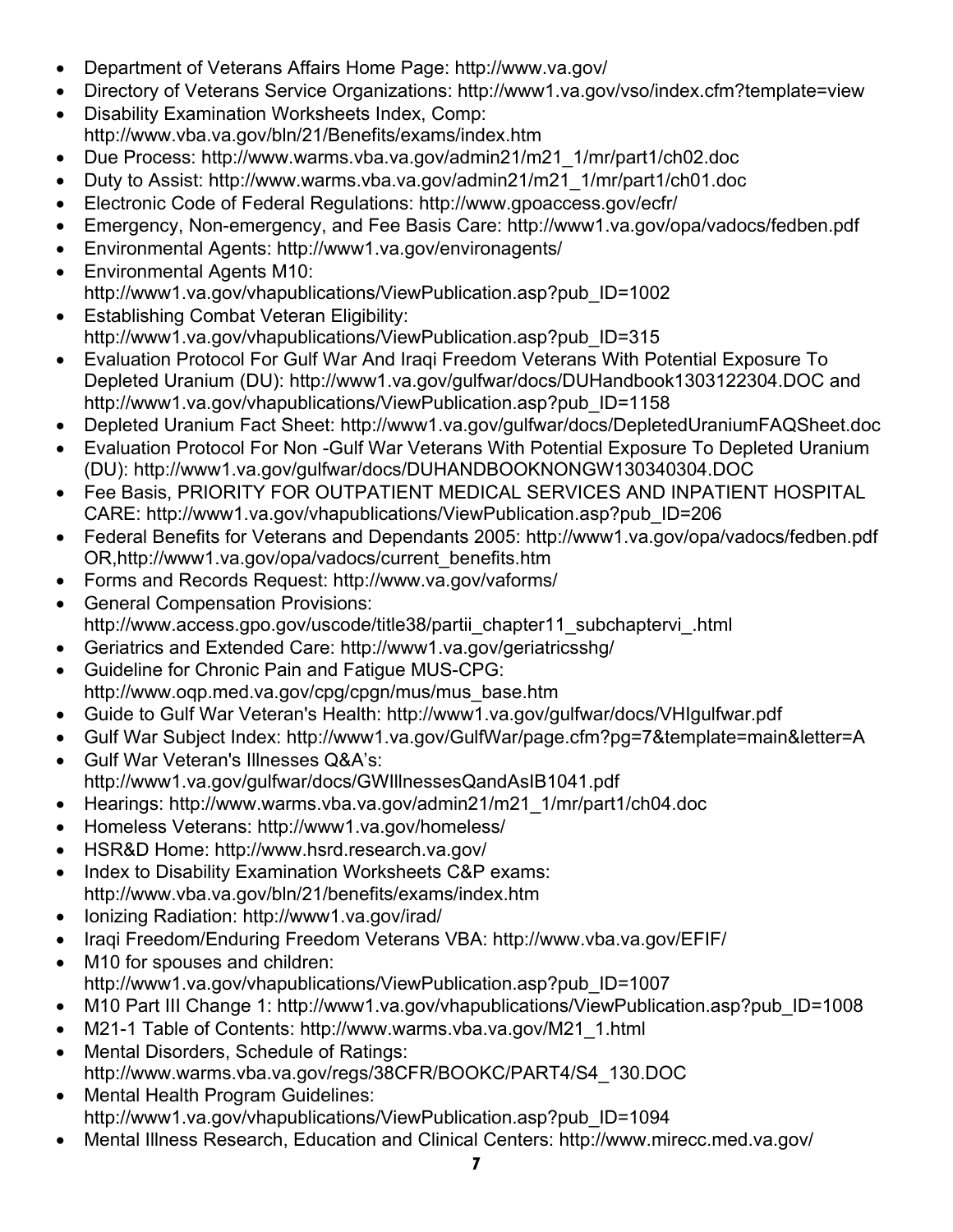- Department of Veterans Affairs Home Page: http://www.va.gov/
- Directory of Veterans Service Organizations: http://www1.va.gov/vso/index.cfm?template=view
- Disability Examination Worksheets Index, Comp: http://www.vba.va.gov/bln/21/Benefits/exams/index.htm
- Due Process: http://www.warms.vba.va.gov/admin21/m21_1/mr/part1/ch02.doc
- Duty to Assist: http://www.warms.vba.va.gov/admin21/m21_1/mr/part1/ch01.doc
- Electronic Code of Federal Regulations: http://www.gpoaccess.gov/ecfr/
- Emergency, Non-emergency, and Fee Basis Care: http://www1.va.gov/opa/vadocs/fedben.pdf
- Environmental Agents: http://www1.va.gov/environagents/
- Environmental Agents M10: http://www1.va.gov/vhapublications/ViewPublication.asp?pub_ID=1002
- Establishing Combat Veteran Eligibility: http://www1.va.gov/vhapublications/ViewPublication.asp?pub_ID=315
- Evaluation Protocol For Gulf War And Iraqi Freedom Veterans With Potential Exposure To Depleted Uranium (DU): http://www1.va.gov/gulfwar/docs/DUHandbook1303122304.DOC and http://www1.va.gov/vhapublications/ViewPublication.asp?pub_ID=1158
- Depleted Uranium Fact Sheet: http://www1.va.gov/gulfwar/docs/DepletedUraniumFAQSheet.doc
- Evaluation Protocol For Non -Gulf War Veterans With Potential Exposure To Depleted Uranium (DU): http://www1.va.gov/gulfwar/docs/DUHANDBOOKNONGW130340304.DOC
- Fee Basis, PRIORITY FOR OUTPATIENT MEDICAL SERVICES AND INPATIENT HOSPITAL CARE: http://www1.va.gov/vhapublications/ViewPublication.asp?pub_ID=206
- Federal Benefits for Veterans and Dependants 2005: http://www1.va.gov/opa/vadocs/fedben.pdf OR,http://www1.va.gov/opa/vadocs/current_benefits.htm
- Forms and Records Request: http://www.va.gov/vaforms/
- General Compensation Provisions: http://www.access.gpo.gov/uscode/title38/partii_chapter11_subchaptervi_.html
- Geriatrics and Extended Care: http://www1.va.gov/geriatricsshg/
- Guideline for Chronic Pain and Fatigue MUS-CPG: http://www.oqp.med.va.gov/cpg/cpgn/mus/mus_base.htm
- Guide to Gulf War Veteran's Health: http://www1.va.gov/gulfwar/docs/VHIgulfwar.pdf
- Gulf War Subject Index: http://www1.va.gov/GulfWar/page.cfm?pg=7&template=main&letter=A
- Gulf War Veteran's Illnesses Q&A's: http://www1.va.gov/gulfwar/docs/GWIllnessesQandAsIB1041.pdf
- Hearings: http://www.warms.vba.va.gov/admin21/m21_1/mr/part1/ch04.doc
- Homeless Veterans: http://www1.va.gov/homeless/
- HSR&D Home: http://www.hsrd.research.va.gov/
- Index to Disability Examination Worksheets C&P exams: http://www.vba.va.gov/bln/21/benefits/exams/index.htm
- Ionizing Radiation: http://www1.va.gov/irad/
- Iraqi Freedom/Enduring Freedom Veterans VBA: http://www.vba.va.gov/EFIF/
- M10 for spouses and children: http://www1.va.gov/vhapublications/ViewPublication.asp?pub_ID=1007
- M10 Part III Change 1: http://www1.va.gov/vhapublications/ViewPublication.asp?pub_ID=1008
- M21-1 Table of Contents: http://www.warms.vba.va.gov/M21_1.html
- Mental Disorders, Schedule of Ratings: http://www.warms.vba.va.gov/regs/38CFR/BOOKC/PART4/S4_130.DOC
- Mental Health Program Guidelines: http://www1.va.gov/vhapublications/ViewPublication.asp?pub_ID=1094
- Mental Illness Research, Education and Clinical Centers: http://www.mirecc.med.va.gov/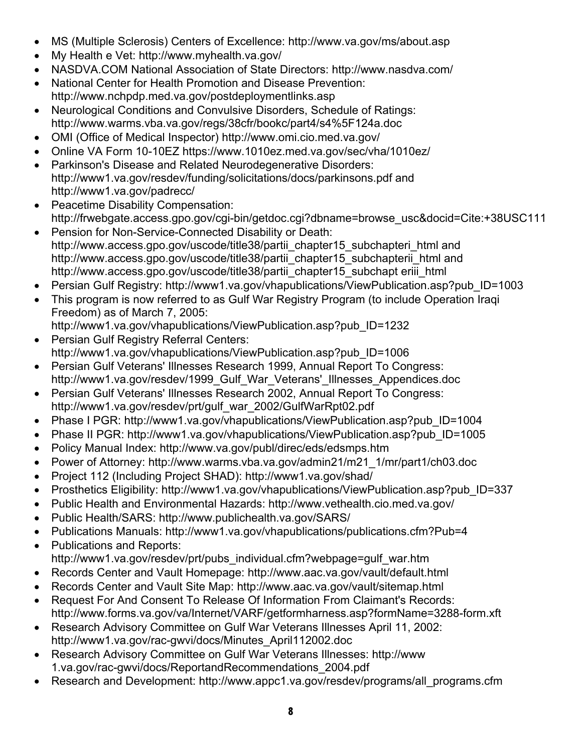- MS (Multiple Sclerosis) Centers of Excellence: http://www.va.gov/ms/about.asp
- My Health e Vet: http://www.myhealth.va.gov/
- NASDVA.COM National Association of State Directors: http://www.nasdva.com/
- National Center for Health Promotion and Disease Prevention: http://www.nchpdp.med.va.gov/postdeploymentlinks.asp
- Neurological Conditions and Convulsive Disorders, Schedule of Ratings: http://www.warms.vba.va.gov/regs/38cfr/bookc/part4/s4%5F124a.doc
- OMI (Office of Medical Inspector) http://www.omi.cio.med.va.gov/
- Online VA Form 10-10EZ https://www.1010ez.med.va.gov/sec/vha/1010ez/
- Parkinson's Disease and Related Neurodegenerative Disorders: http://www1.va.gov/resdev/funding/solicitations/docs/parkinsons.pdf and http://www1.va.gov/padrecc/
- Peacetime Disability Compensation: http://frwebgate.access.gpo.gov/cgi-bin/getdoc.cgi?dbname=browse_usc&docid=Cite:+38USC111
- Pension for Non-Service-Connected Disability or Death: http://www.access.gpo.gov/uscode/title38/partii_chapter15_subchapteri_html and http://www.access.gpo.gov/uscode/title38/partii_chapter15_subchapterii_html and http://www.access.gpo.gov/uscode/title38/partii_chapter15_subchapt eriii_html
- Persian Gulf Registry: http://www1.va.gov/vhapublications/ViewPublication.asp?pub_ID=1003
- This program is now referred to as Gulf War Registry Program (to include Operation Iraqi Freedom) as of March 7, 2005: http://www1.va.gov/vhapublications/ViewPublication.asp?pub_ID=1232
- Persian Gulf Registry Referral Centers: http://www1.va.gov/vhapublications/ViewPublication.asp?pub_ID=1006
- Persian Gulf Veterans' Illnesses Research 1999, Annual Report To Congress: http://www1.va.gov/resdev/1999_Gulf_War_Veterans'_Illnesses_Appendices.doc
- Persian Gulf Veterans' Illnesses Research 2002, Annual Report To Congress: http://www1.va.gov/resdev/prt/gulf_war_2002/GulfWarRpt02.pdf
- Phase I PGR: http://www1.va.gov/vhapublications/ViewPublication.asp?pub_ID=1004
- Phase II PGR: http://www1.va.gov/vhapublications/ViewPublication.asp?pub_ID=1005
- Policy Manual Index: http://www.va.gov/publ/direc/eds/edsmps.htm
- Power of Attorney: http://www.warms.vba.va.gov/admin21/m21_1/mr/part1/ch03.doc
- Project 112 (Including Project SHAD): http://www1.va.gov/shad/
- Prosthetics Eligibility: http://www1.va.gov/vhapublications/ViewPublication.asp?pub_ID=337
- Public Health and Environmental Hazards: http://www.vethealth.cio.med.va.gov/
- Public Health/SARS: http://www.publichealth.va.gov/SARS/
- Publications Manuals: http://www1.va.gov/vhapublications/publications.cfm?Pub=4
- Publications and Reports: http://www1.va.gov/resdev/prt/pubs_individual.cfm?webpage=gulf_war.htm
- Records Center and Vault Homepage: http://www.aac.va.gov/vault/default.html
- Records Center and Vault Site Map: http://www.aac.va.gov/vault/sitemap.html
- Request For And Consent To Release Of Information From Claimant's Records: http://www.forms.va.gov/va/Internet/VARF/getformharness.asp?formName=3288-form.xft
- Research Advisory Committee on Gulf War Veterans Illnesses April 11, 2002: http://www1.va.gov/rac-gwvi/docs/Minutes_April112002.doc
- Research Advisory Committee on Gulf War Veterans Illnesses: http://www 1.va.gov/rac-gwvi/docs/ReportandRecommendations_2004.pdf
- Research and Development: http://www.appc1.va.gov/resdev/programs/all_programs.cfm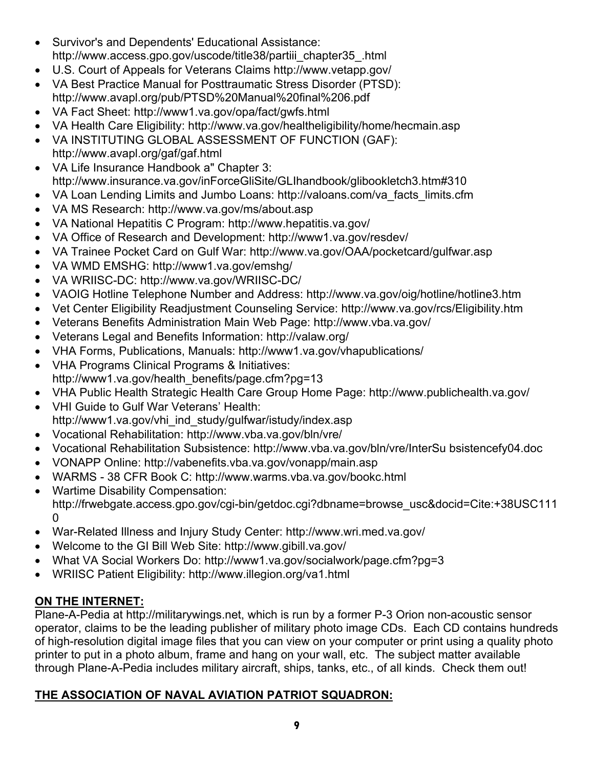- Survivor's and Dependents' Educational Assistance: http://www.access.gpo.gov/uscode/title38/partiii_chapter35_.html
- U.S. Court of Appeals for Veterans Claims http://www.vetapp.gov/
- VA Best Practice Manual for Posttraumatic Stress Disorder (PTSD): http://www.avapl.org/pub/PTSD%20Manual%20final%206.pdf
- VA Fact Sheet: http://www1.va.gov/opa/fact/gwfs.html
- VA Health Care Eligibility: http://www.va.gov/healtheligibility/home/hecmain.asp
- VA INSTITUTING GLOBAL ASSESSMENT OF FUNCTION (GAF): http://www.avapl.org/gaf/gaf.html
- VA Life Insurance Handbook a" Chapter 3: http://www.insurance.va.gov/inForceGliSite/GLIhandbook/glibookletch3.htm#310
- VA Loan Lending Limits and Jumbo Loans: http://valoans.com/va_facts_limits.cfm
- VA MS Research: http://www.va.gov/ms/about.asp
- VA National Hepatitis C Program: http://www.hepatitis.va.gov/
- VA Office of Research and Development: http://www1.va.gov/resdev/
- VA Trainee Pocket Card on Gulf War: http://www.va.gov/OAA/pocketcard/gulfwar.asp
- VA WMD EMSHG: http://www1.va.gov/emshg/
- VA WRIISC-DC: http://www.va.gov/WRIISC-DC/
- VAOIG Hotline Telephone Number and Address: http://www.va.gov/oig/hotline/hotline3.htm
- Vet Center Eligibility Readjustment Counseling Service: http://www.va.gov/rcs/Eligibility.htm
- Veterans Benefits Administration Main Web Page: http://www.vba.va.gov/
- Veterans Legal and Benefits Information: http://valaw.org/
- VHA Forms, Publications, Manuals: http://www1.va.gov/vhapublications/
- VHA Programs Clinical Programs & Initiatives: http://www1.va.gov/health_benefits/page.cfm?pg=13
- VHA Public Health Strategic Health Care Group Home Page: http://www.publichealth.va.gov/
- VHI Guide to Gulf War Veterans' Health: http://www1.va.gov/vhi_ind_study/gulfwar/istudy/index.asp
- Vocational Rehabilitation: http://www.vba.va.gov/bln/vre/
- Vocational Rehabilitation Subsistence: http://www.vba.va.gov/bln/vre/InterSu bsistencefy04.doc
- VONAPP Online: http://vabenefits.vba.va.gov/vonapp/main.asp
- WARMS - 38 CFR Book C: http://www.warms.vba.va.gov/bookc.html
- Wartime Disability Compensation: http://frwebgate.access.gpo.gov/cgi-bin/getdoc.cgi?dbname=browse_usc&docid=Cite:+38USC1110
- War-Related Illness and Injury Study Center: http://www.wri.med.va.gov/
- Welcome to the GI Bill Web Site: http://www.gibill.va.gov/
- What VA Social Workers Do: http://www1.va.gov/socialwork/page.cfm?pg=3
- WRIISC Patient Eligibility: http://www.illegion.org/va1.html

**ON THE INTERNET:**

Plane-A-Pedia at http://militarywings.net, which is run by a former P-3 Orion non-acoustic sensor operator, claims to be the leading publisher of military photo image CDs. Each CD contains hundreds of high-resolution digital image files that you can view on your computer or print using a quality photo printer to put in a photo album, frame and hang on your wall, etc. The subject matter available through Plane-A-Pedia includes military aircraft, ships, tanks, etc., of all kinds. Check them out!

**THE ASSOCIATION OF NAVAL AVIATION PATRIOT SQUADRON:**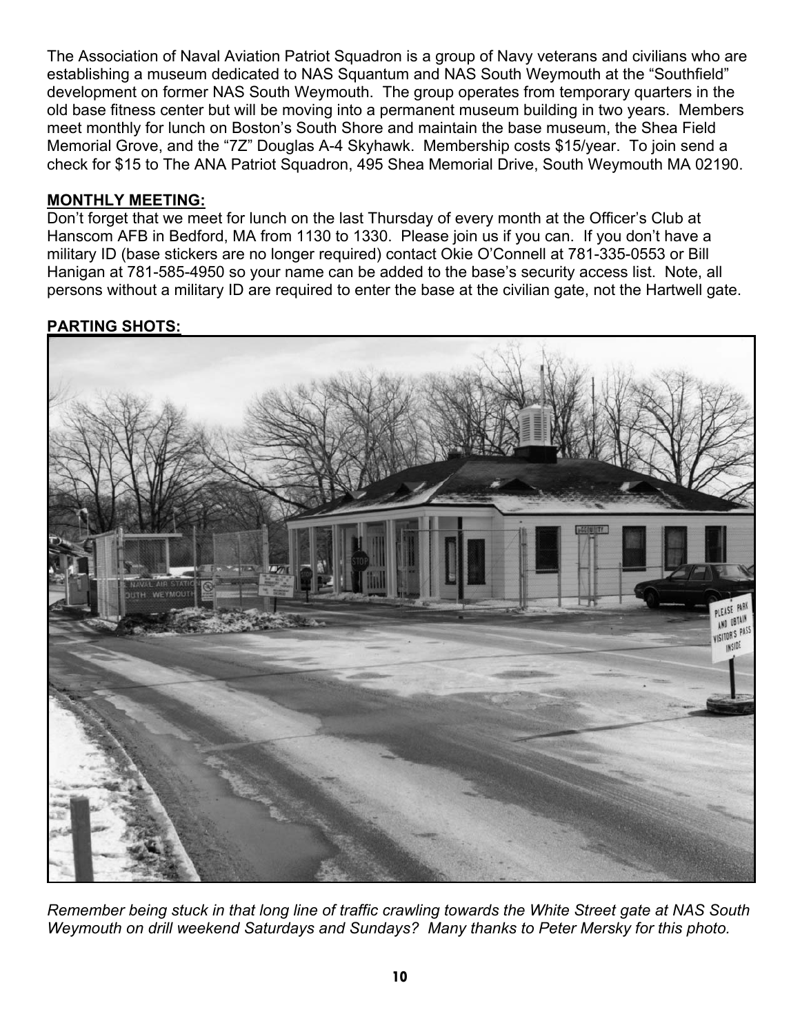The Association of Naval Aviation Patriot Squadron is a group of Navy veterans and civilians who are establishing a museum dedicated to NAS Squantum and NAS South Weymouth at the "Southfield" development on former NAS South Weymouth. The group operates from temporary quarters in the old base fitness center but will be moving into a permanent museum building in two years. Members meet monthly for lunch on Boston's South Shore and maintain the base museum, the Shea Field Memorial Grove, and the "7Z" Douglas A-4 Skyhawk. Membership costs $15/year. To join send a check for $15 to The ANA Patriot Squadron, 495 Shea Memorial Drive, South Weymouth MA 02190.

**MONTHLY MEETING:**

Don't forget that we meet for lunch on the last Thursday of every month at the Officer's Club at Hanscom AFB in Bedford, MA from 1130 to 1330. Please join us if you can. If you don't have a military ID (base stickers are no longer required) contact Okie O'Connell at 781-335-0553 or Bill Hanigan at 781-585-4950 so your name can be added to the base's security access list. Note, all persons without a military ID are required to enter the base at the civilian gate, not the Hartwell gate.

**PARTING SHOTS:**

*Remember being stuck in that long line of traffic crawling towards the White Street gate at NAS South Weymouth on drill weekend Saturdays and Sundays? Many thanks to Peter Mersky for this photo.*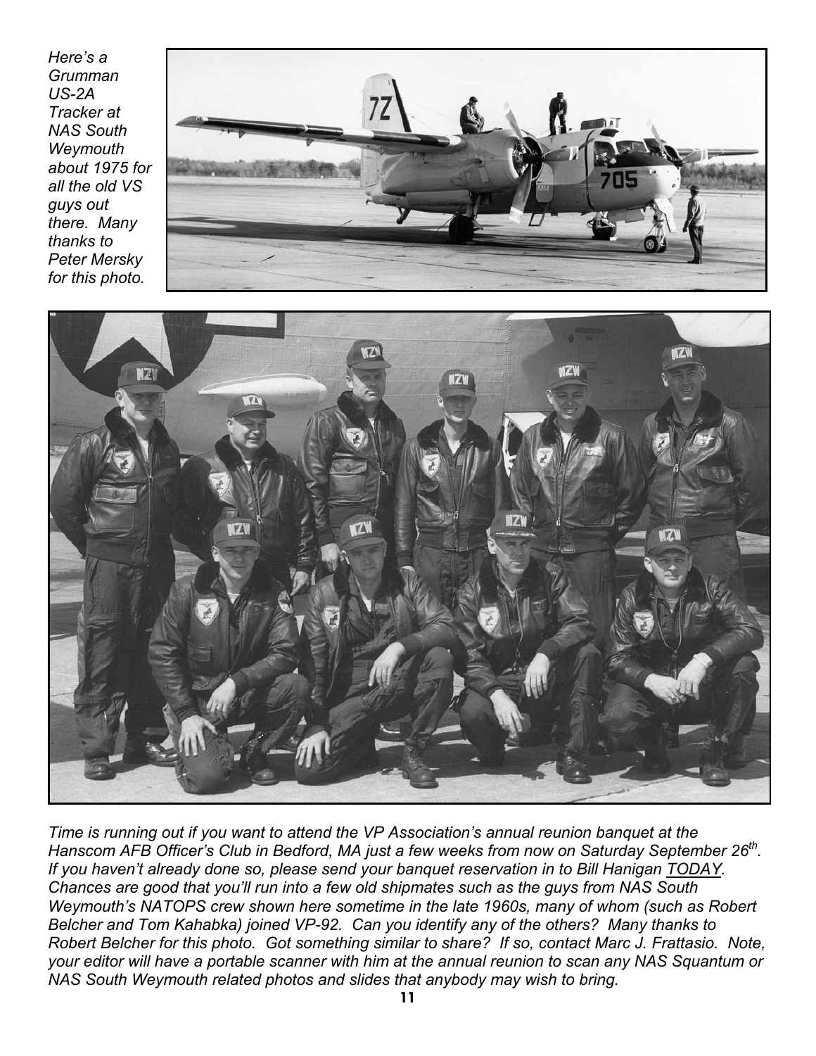*Here's a Grumman US-2A Tracker at NAS South Weymouth about 1975 for all the old VS guys out there. Many thanks to Peter Mersky for this photo.*

*Time is running out if you want to attend the VP Association's annual reunion banquet at the Hanscom AFB Officer's Club in Bedford, MA just a few weeks from now on Saturday September 26th. If you haven't already done so, please send your banquet reservation in to Bill Hanigan TODAY. Chances are good that you'll run into a few old shipmates such as the guys from NAS South Weymouth's NATOPS crew shown here sometime in the late 1960s, many of whom (such as Robert Belcher and Tom Kahabka) joined VP-92. Can you identify any of the others? Many thanks to Robert Belcher for this photo. Got something similar to share? If so, contact Marc J. Frattasio. Note, your editor will have a portable scanner with him at the annual reunion to scan any NAS Squantum or NAS South Weymouth related photos and slides that anybody may wish to bring.*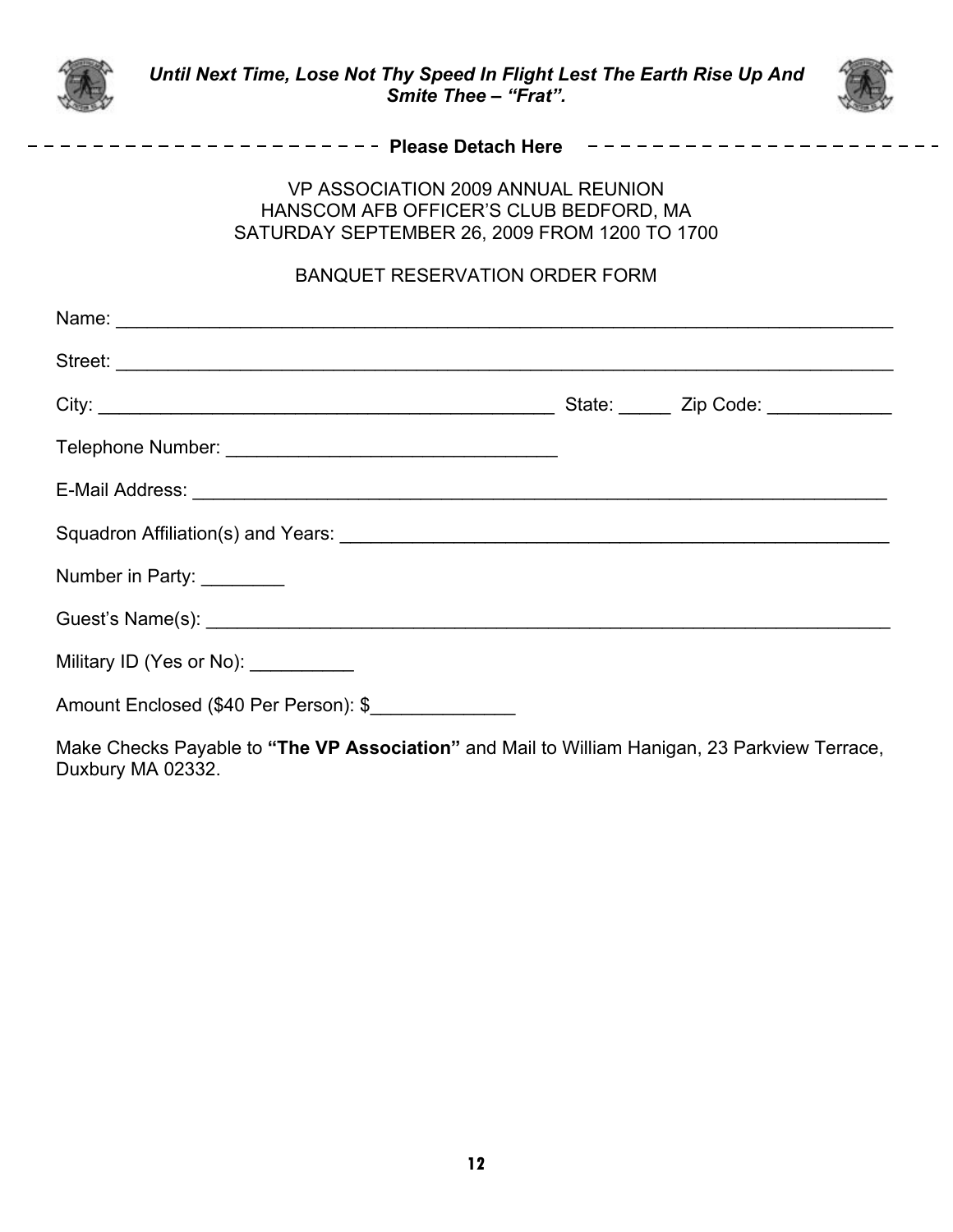***Until Next Time, Lose Not Thy Speed In Flight Lest The Earth Rise Up And Smite Thee – "Frat".***

\- - - - - - - - - - - - - - - - - - - - - - **Please Detach Here** - - - - - - - - - - - - - - - - - - - - - -

VP ASSOCIATION 2009 ANNUAL REUNION
HANSCOM AFB OFFICER'S CLUB BEDFORD, MA
SATURDAY SEPTEMBER 26, 2009 FROM 1200 TO 1700

BANQUET RESERVATION ORDER FORM

Name: ______________________________________________________________________________

Street: ______________________________________________________________________________

City: __________________________________________ State: _____ Zip Code: ____________

Telephone Number: ________________________________

E-Mail Address: _________________________________________________________________

Squadron Affiliation(s) and Years: ___________________________________________________

Number in Party: ________

Guest's Name(s): _______________________________________________________________

Military ID (Yes or No): __________

Amount Enclosed ($40 Per Person): $______________

Make Checks Payable to **"The VP Association"** and Mail to William Hanigan, 23 Parkview Terrace, Duxbury MA 02332.